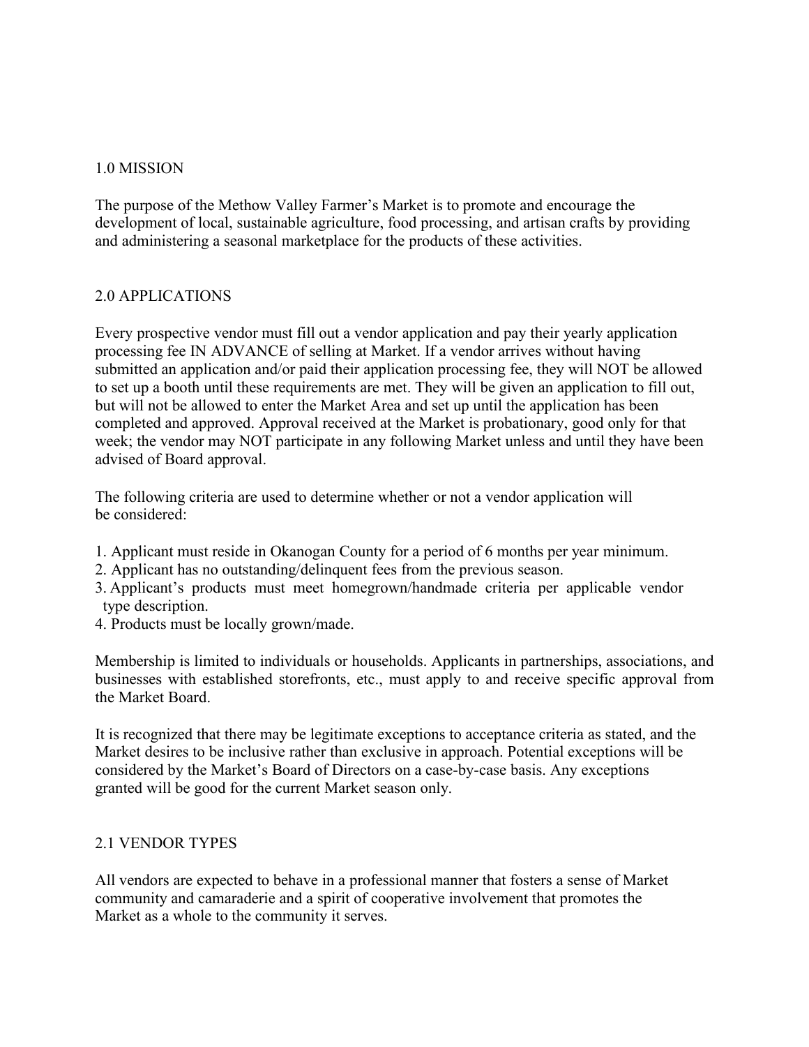## 1.0 MISSION

The purpose of the Methow Valley Farmer's Market is to promote and encourage the development of local, sustainable agriculture, food processing, and artisan crafts by providing and administering a seasonal marketplace for the products of these activities.

## 2.0 APPLICATIONS

Every prospective vendor must fill out a vendor application and pay their yearly application processing fee IN ADVANCE of selling at Market. If a vendor arrives without having submitted an application and/or paid their application processing fee, they will NOT be allowed to set up a booth until these requirements are met. They will be given an application to fill out, but will not be allowed to enter the Market Area and set up until the application has been completed and approved. Approval received at the Market is probationary, good only for that week; the vendor may NOT participate in any following Market unless and until they have been advised of Board approval.

The following criteria are used to determine whether or not a vendor application will be considered:

1. Applicant must reside in Okanogan County for a period of 6 months per year minimum.
2. Applicant has no outstanding/delinquent fees from the previous season.
3. Applicant's products must meet homegrown/handmade criteria per applicable vendor type description.
4. Products must be locally grown/made.

Membership is limited to individuals or households. Applicants in partnerships, associations, and businesses with established storefronts, etc., must apply to and receive specific approval from the Market Board.

It is recognized that there may be legitimate exceptions to acceptance criteria as stated, and the Market desires to be inclusive rather than exclusive in approach. Potential exceptions will be considered by the Market's Board of Directors on a case-by-case basis. Any exceptions granted will be good for the current Market season only.

## 2.1 VENDOR TYPES

All vendors are expected to behave in a professional manner that fosters a sense of Market community and camaraderie and a spirit of cooperative involvement that promotes the Market as a whole to the community it serves.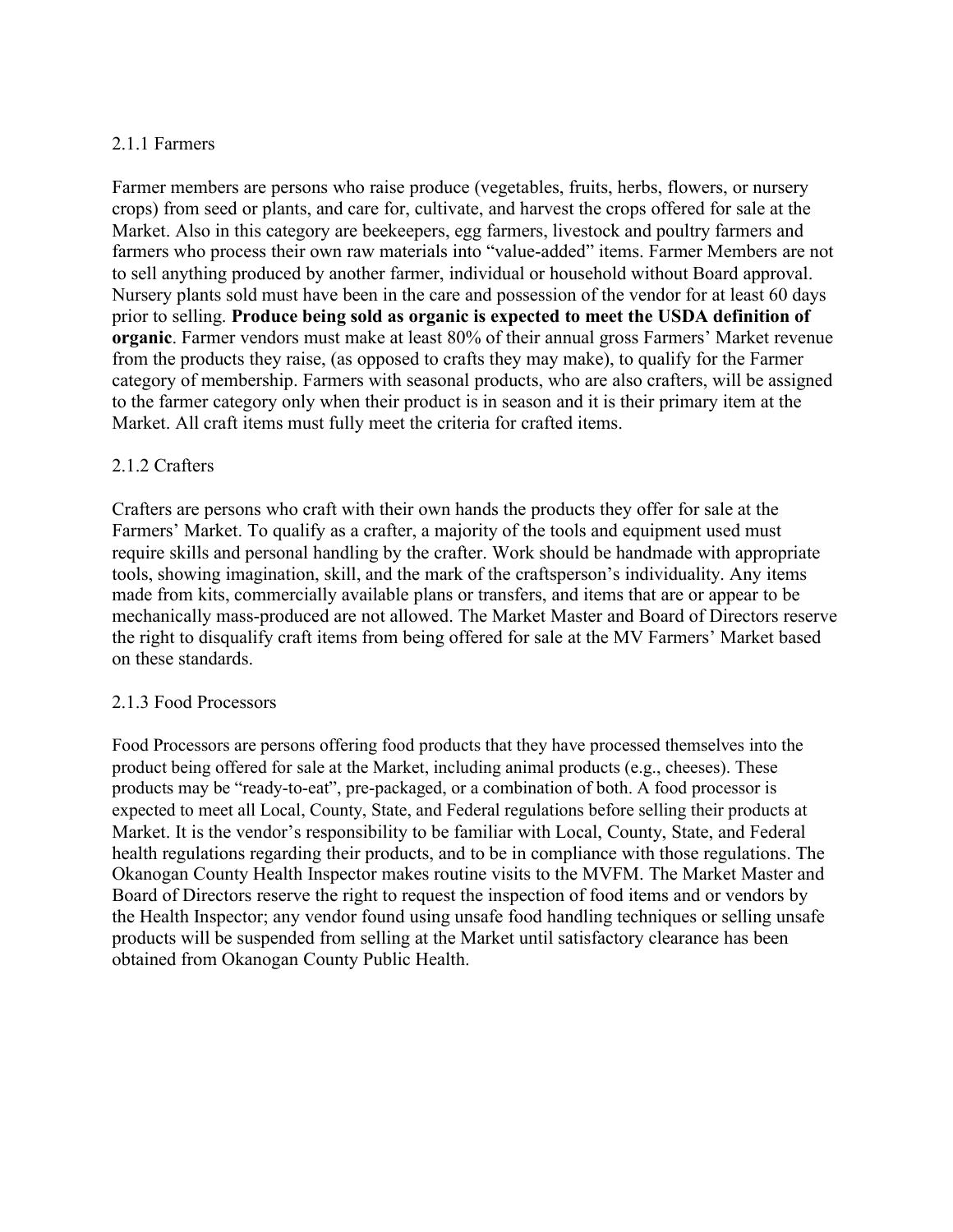### 2.1.1 Farmers

Farmer members are persons who raise produce (vegetables, fruits, herbs, flowers, or nursery crops) from seed or plants, and care for, cultivate, and harvest the crops offered for sale at the Market. Also in this category are beekeepers, egg farmers, livestock and poultry farmers and farmers who process their own raw materials into "value-added" items. Farmer Members are not to sell anything produced by another farmer, individual or household without Board approval. Nursery plants sold must have been in the care and possession of the vendor for at least 60 days prior to selling. **Produce being sold as organic is expected to meet the USDA definition of organic**. Farmer vendors must make at least 80% of their annual gross Farmers' Market revenue from the products they raise, (as opposed to crafts they may make), to qualify for the Farmer category of membership. Farmers with seasonal products, who are also crafters, will be assigned to the farmer category only when their product is in season and it is their primary item at the Market. All craft items must fully meet the criteria for crafted items.

### 2.1.2 Crafters

Crafters are persons who craft with their own hands the products they offer for sale at the Farmers' Market. To qualify as a crafter, a majority of the tools and equipment used must require skills and personal handling by the crafter. Work should be handmade with appropriate tools, showing imagination, skill, and the mark of the craftsperson's individuality. Any items made from kits, commercially available plans or transfers, and items that are or appear to be mechanically mass-produced are not allowed. The Market Master and Board of Directors reserve the right to disqualify craft items from being offered for sale at the MV Farmers' Market based on these standards.

### 2.1.3 Food Processors

Food Processors are persons offering food products that they have processed themselves into the product being offered for sale at the Market, including animal products (e.g., cheeses). These products may be "ready-to-eat", pre-packaged, or a combination of both. A food processor is expected to meet all Local, County, State, and Federal regulations before selling their products at Market. It is the vendor's responsibility to be familiar with Local, County, State, and Federal health regulations regarding their products, and to be in compliance with those regulations. The Okanogan County Health Inspector makes routine visits to the MVFM. The Market Master and Board of Directors reserve the right to request the inspection of food items and or vendors by the Health Inspector; any vendor found using unsafe food handling techniques or selling unsafe products will be suspended from selling at the Market until satisfactory clearance has been obtained from Okanogan County Public Health.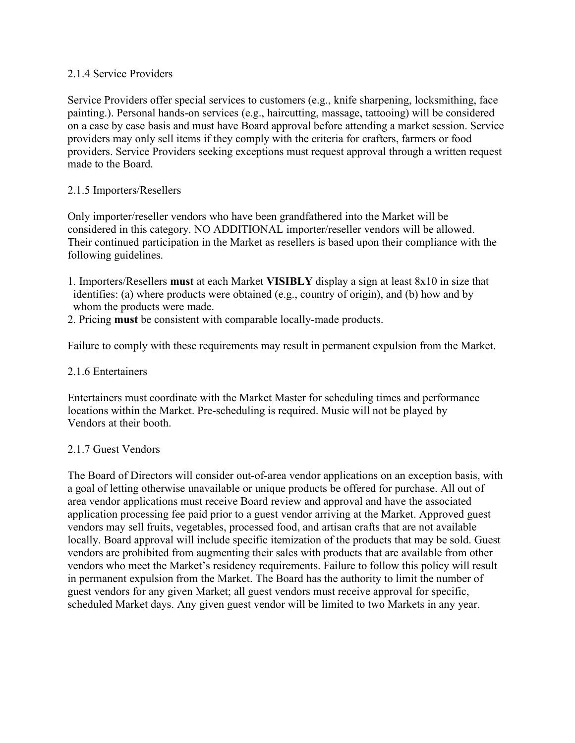### 2.1.4 Service Providers

Service Providers offer special services to customers (e.g., knife sharpening, locksmithing, face painting.). Personal hands-on services (e.g., haircutting, massage, tattooing) will be considered on a case by case basis and must have Board approval before attending a market session. Service providers may only sell items if they comply with the criteria for crafters, farmers or food providers. Service Providers seeking exceptions must request approval through a written request made to the Board.

### 2.1.5 Importers/Resellers

Only importer/reseller vendors who have been grandfathered into the Market will be considered in this category. NO ADDITIONAL importer/reseller vendors will be allowed. Their continued participation in the Market as resellers is based upon their compliance with the following guidelines.

1. Importers/Resellers **must** at each Market **VISIBLY** display a sign at least 8x10 in size that identifies: (a) where products were obtained (e.g., country of origin), and (b) how and by whom the products were made.
2. Pricing **must** be consistent with comparable locally-made products.

Failure to comply with these requirements may result in permanent expulsion from the Market.

### 2.1.6 Entertainers

Entertainers must coordinate with the Market Master for scheduling times and performance locations within the Market. Pre-scheduling is required. Music will not be played by Vendors at their booth.

### 2.1.7 Guest Vendors

The Board of Directors will consider out-of-area vendor applications on an exception basis, with a goal of letting otherwise unavailable or unique products be offered for purchase. All out of area vendor applications must receive Board review and approval and have the associated application processing fee paid prior to a guest vendor arriving at the Market. Approved guest vendors may sell fruits, vegetables, processed food, and artisan crafts that are not available locally. Board approval will include specific itemization of the products that may be sold. Guest vendors are prohibited from augmenting their sales with products that are available from other vendors who meet the Market's residency requirements. Failure to follow this policy will result in permanent expulsion from the Market. The Board has the authority to limit the number of guest vendors for any given Market; all guest vendors must receive approval for specific, scheduled Market days. Any given guest vendor will be limited to two Markets in any year.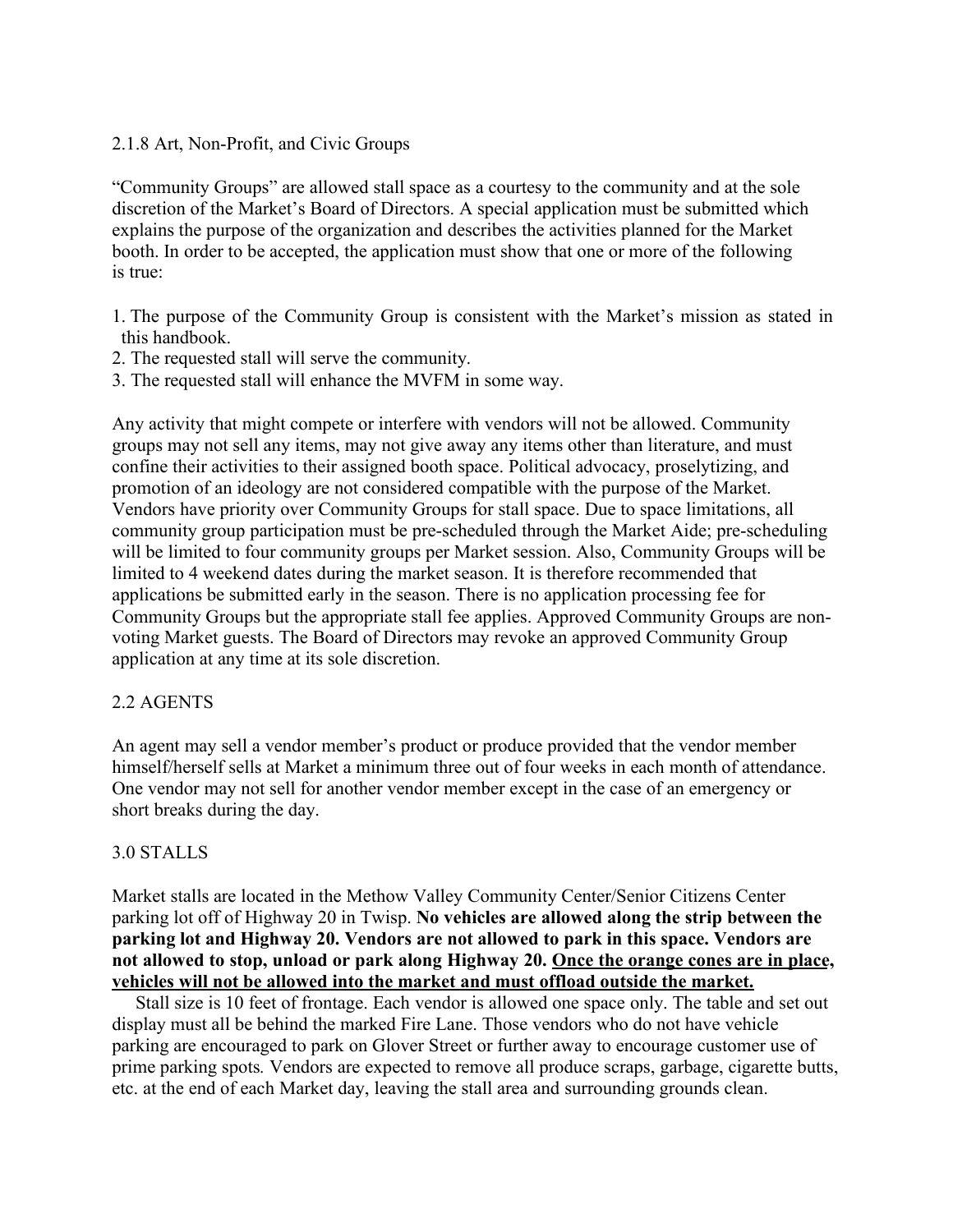### 2.1.8 Art, Non-Profit, and Civic Groups

"Community Groups" are allowed stall space as a courtesy to the community and at the sole discretion of the Market's Board of Directors. A special application must be submitted which explains the purpose of the organization and describes the activities planned for the Market booth. In order to be accepted, the application must show that one or more of the following is true:

1. The purpose of the Community Group is consistent with the Market's mission as stated in this handbook.
2. The requested stall will serve the community.
3. The requested stall will enhance the MVFM in some way.

Any activity that might compete or interfere with vendors will not be allowed. Community groups may not sell any items, may not give away any items other than literature, and must confine their activities to their assigned booth space. Political advocacy, proselytizing, and promotion of an ideology are not considered compatible with the purpose of the Market. Vendors have priority over Community Groups for stall space. Due to space limitations, all community group participation must be pre-scheduled through the Market Aide; pre-scheduling will be limited to four community groups per Market session. Also, Community Groups will be limited to 4 weekend dates during the market season. It is therefore recommended that applications be submitted early in the season. There is no application processing fee for Community Groups but the appropriate stall fee applies. Approved Community Groups are non-voting Market guests. The Board of Directors may revoke an approved Community Group application at any time at its sole discretion.

## 2.2 AGENTS

An agent may sell a vendor member's product or produce provided that the vendor member himself/herself sells at Market a minimum three out of four weeks in each month of attendance. One vendor may not sell for another vendor member except in the case of an emergency or short breaks during the day.

## 3.0 STALLS

Market stalls are located in the Methow Valley Community Center/Senior Citizens Center parking lot off of Highway 20 in Twisp. **No vehicles are allowed along the strip between the parking lot and Highway 20. Vendors are not allowed to park in this space. Vendors are not allowed to stop, unload or park along Highway 20. <u>Once the orange cones are in place, vehicles will not be allowed into the market and must offload outside the market.</u>**

Stall size is 10 feet of frontage. Each vendor is allowed one space only. The table and set out display must all be behind the marked Fire Lane. Those vendors who do not have vehicle parking are encouraged to park on Glover Street or further away to encourage customer use of prime parking spots. Vendors are expected to remove all produce scraps, garbage, cigarette butts, etc. at the end of each Market day, leaving the stall area and surrounding grounds clean.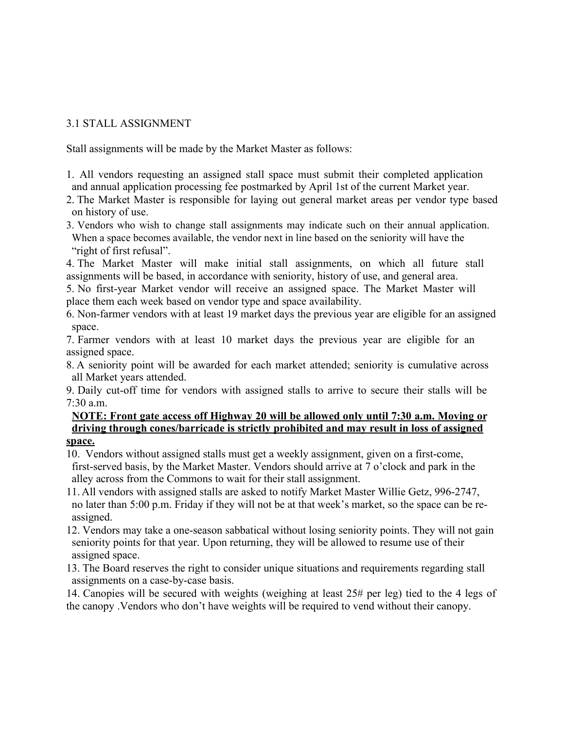## 3.1 STALL ASSIGNMENT

Stall assignments will be made by the Market Master as follows:

1. All vendors requesting an assigned stall space must submit their completed application and annual application processing fee postmarked by April 1st of the current Market year.
2. The Market Master is responsible for laying out general market areas per vendor type based on history of use.
3. Vendors who wish to change stall assignments may indicate such on their annual application. When a space becomes available, the vendor next in line based on the seniority will have the "right of first refusal".
4. The Market Master will make initial stall assignments, on which all future stall assignments will be based, in accordance with seniority, history of use, and general area.
5. No first-year Market vendor will receive an assigned space. The Market Master will place them each week based on vendor type and space availability.
6. Non-farmer vendors with at least 19 market days the previous year are eligible for an assigned space.
7. Farmer vendors with at least 10 market days the previous year are eligible for an assigned space.
8. A seniority point will be awarded for each market attended; seniority is cumulative across all Market years attended.
9. Daily cut-off time for vendors with assigned stalls to arrive to secure their stalls will be 7:30 a.m.

   **NOTE: Front gate access off Highway 20 will be allowed only until 7:30 a.m. Moving or driving through cones/barricade is strictly prohibited and may result in loss of assigned space.**
10. Vendors without assigned stalls must get a weekly assignment, given on a first-come, first-served basis, by the Market Master. Vendors should arrive at 7 o'clock and park in the alley across from the Commons to wait for their stall assignment.
11. All vendors with assigned stalls are asked to notify Market Master Willie Getz, 996-2747, no later than 5:00 p.m. Friday if they will not be at that week's market, so the space can be re-assigned.
12. Vendors may take a one-season sabbatical without losing seniority points. They will not gain seniority points for that year. Upon returning, they will be allowed to resume use of their assigned space.
13. The Board reserves the right to consider unique situations and requirements regarding stall assignments on a case-by-case basis.
14. Canopies will be secured with weights (weighing at least 25# per leg) tied to the 4 legs of the canopy .Vendors who don't have weights will be required to vend without their canopy.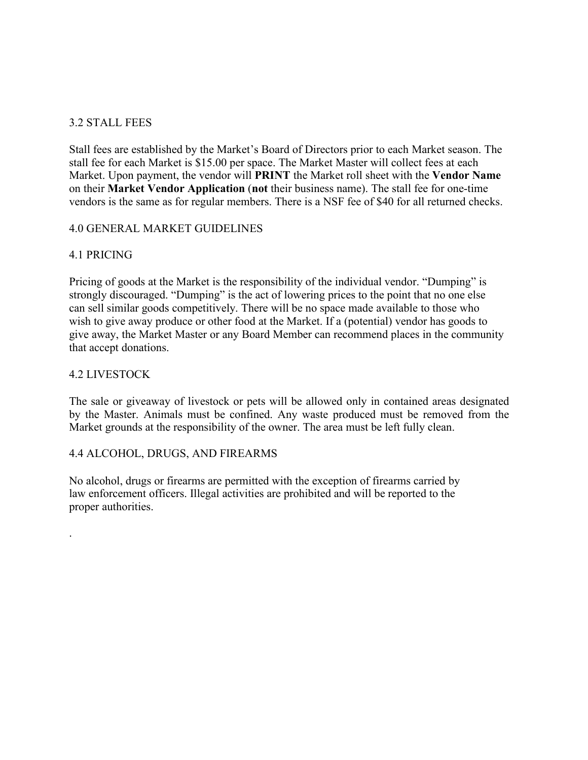## 3.2 STALL FEES

Stall fees are established by the Market's Board of Directors prior to each Market season. The stall fee for each Market is $15.00 per space. The Market Master will collect fees at each Market. Upon payment, the vendor will **PRINT** the Market roll sheet with the **Vendor Name** on their **Market Vendor Application** (**not** their business name). The stall fee for one-time vendors is the same as for regular members. There is a NSF fee of $40 for all returned checks.

# 4.0 GENERAL MARKET GUIDELINES

## 4.1 PRICING

Pricing of goods at the Market is the responsibility of the individual vendor. "Dumping" is strongly discouraged. "Dumping" is the act of lowering prices to the point that no one else can sell similar goods competitively. There will be no space made available to those who wish to give away produce or other food at the Market. If a (potential) vendor has goods to give away, the Market Master or any Board Member can recommend places in the community that accept donations.

## 4.2 LIVESTOCK

The sale or giveaway of livestock or pets will be allowed only in contained areas designated by the Master. Animals must be confined. Any waste produced must be removed from the Market grounds at the responsibility of the owner. The area must be left fully clean.

## 4.4 ALCOHOL, DRUGS, AND FIREARMS

No alcohol, drugs or firearms are permitted with the exception of firearms carried by law enforcement officers. Illegal activities are prohibited and will be reported to the proper authorities.

.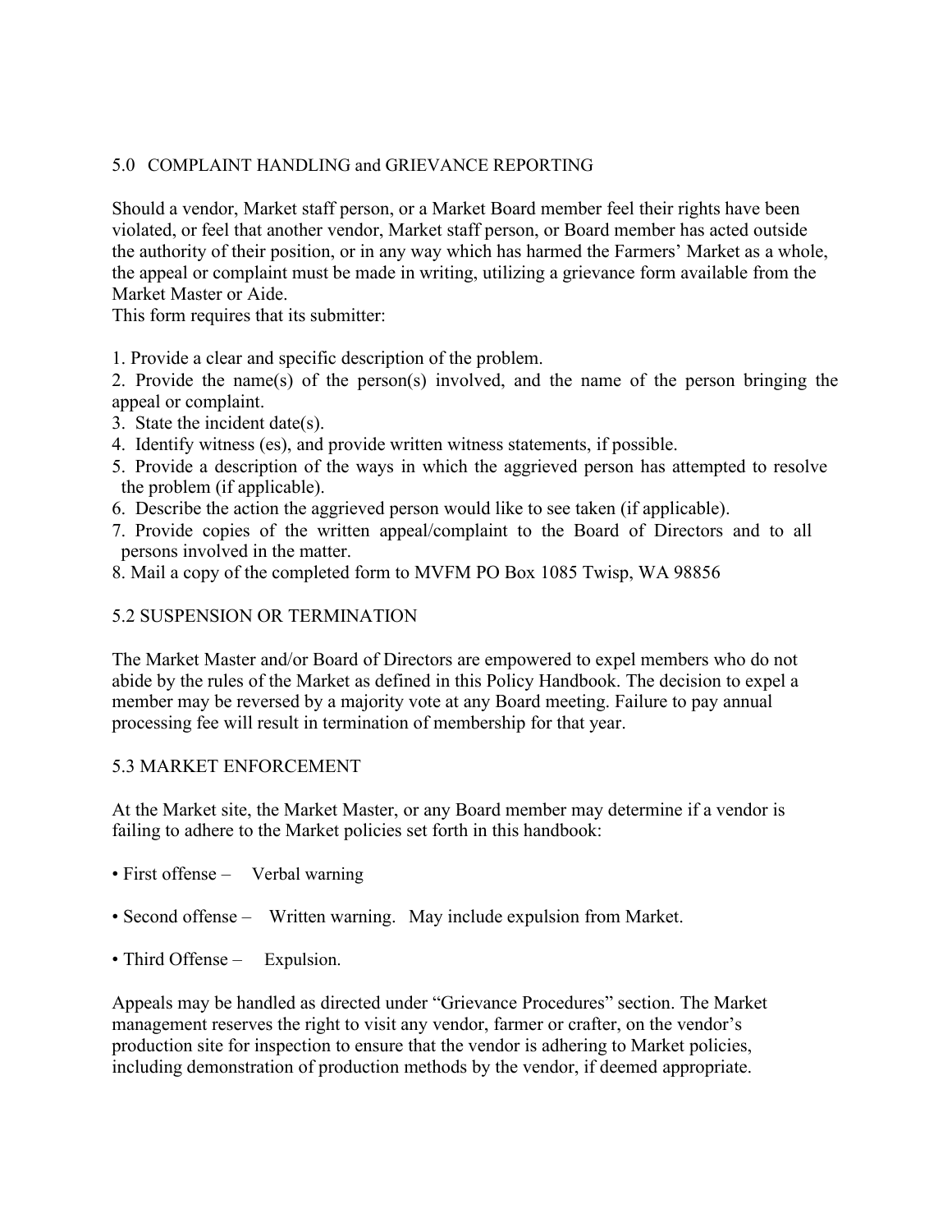## 5.0 COMPLAINT HANDLING and GRIEVANCE REPORTING

Should a vendor, Market staff person, or a Market Board member feel their rights have been violated, or feel that another vendor, Market staff person, or Board member has acted outside the authority of their position, or in any way which has harmed the Farmers' Market as a whole, the appeal or complaint must be made in writing, utilizing a grievance form available from the Market Master or Aide.

This form requires that its submitter:

1. Provide a clear and specific description of the problem.
2. Provide the name(s) of the person(s) involved, and the name of the person bringing the appeal or complaint.
3. State the incident date(s).
4. Identify witness (es), and provide written witness statements, if possible.
5. Provide a description of the ways in which the aggrieved person has attempted to resolve the problem (if applicable).
6. Describe the action the aggrieved person would like to see taken (if applicable).
7. Provide copies of the written appeal/complaint to the Board of Directors and to all persons involved in the matter.
8. Mail a copy of the completed form to MVFM PO Box 1085 Twisp, WA 98856

## 5.2 SUSPENSION OR TERMINATION

The Market Master and/or Board of Directors are empowered to expel members who do not abide by the rules of the Market as defined in this Policy Handbook. The decision to expel a member may be reversed by a majority vote at any Board meeting. Failure to pay annual processing fee will result in termination of membership for that year.

## 5.3 MARKET ENFORCEMENT

At the Market site, the Market Master, or any Board member may determine if a vendor is failing to adhere to the Market policies set forth in this handbook:

- First offense – Verbal warning
- Second offense – Written warning. May include expulsion from Market.
- Third Offense – Expulsion.

Appeals may be handled as directed under "Grievance Procedures" section. The Market management reserves the right to visit any vendor, farmer or crafter, on the vendor's production site for inspection to ensure that the vendor is adhering to Market policies, including demonstration of production methods by the vendor, if deemed appropriate.